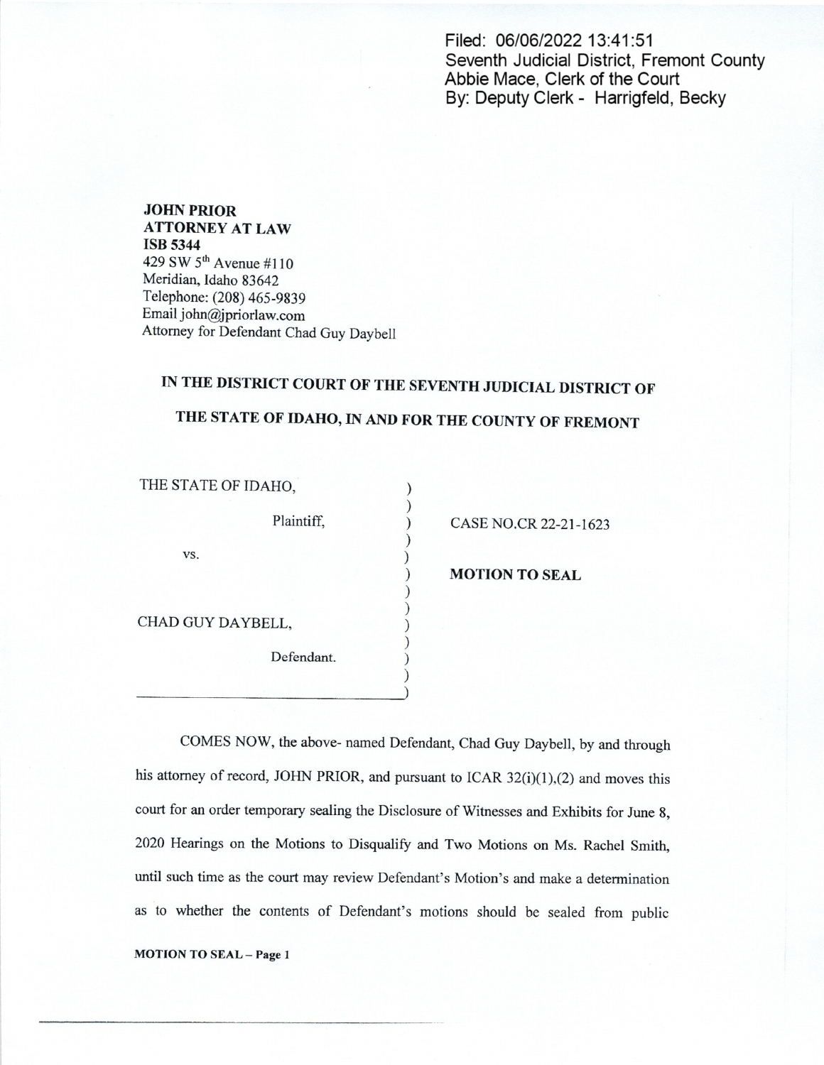Filed: 06/06/2022 13:41:51
Seventh Judicial District, Fremont County
Abbie Mace, Clerk of the Court
By: Deputy Clerk - Harrigfeld, Becky

**JOHN PRIOR**
**ATTORNEY AT LAW**
**ISB 5344**
429 SW 5th Avenue #110
Meridian, Idaho 83642
Telephone: (208) 465-9839
Email john@jpriorlaw.com
Attorney for Defendant Chad Guy Daybell

## IN THE DISTRICT COURT OF THE SEVENTH JUDICIAL DISTRICT OF THE STATE OF IDAHO, IN AND FOR THE COUNTY OF FREMONT

| | |
|---|---|
| THE STATE OF IDAHO, <br> Plaintiff, <br> vs. <br> CHAD GUY DAYBELL, <br> Defendant. | CASE NO.CR 22-21-1623 <br> **MOTION TO SEAL** |

COMES NOW, the above- named Defendant, Chad Guy Daybell, by and through his attorney of record, JOHN PRIOR, and pursuant to ICAR 32(i)(1),(2) and moves this court for an order temporary sealing the Disclosure of Witnesses and Exhibits for June 8, 2020 Hearings on the Motions to Disqualify and Two Motions on Ms. Rachel Smith, until such time as the court may review Defendant's Motion's and make a determination as to whether the contents of Defendant's motions should be sealed from public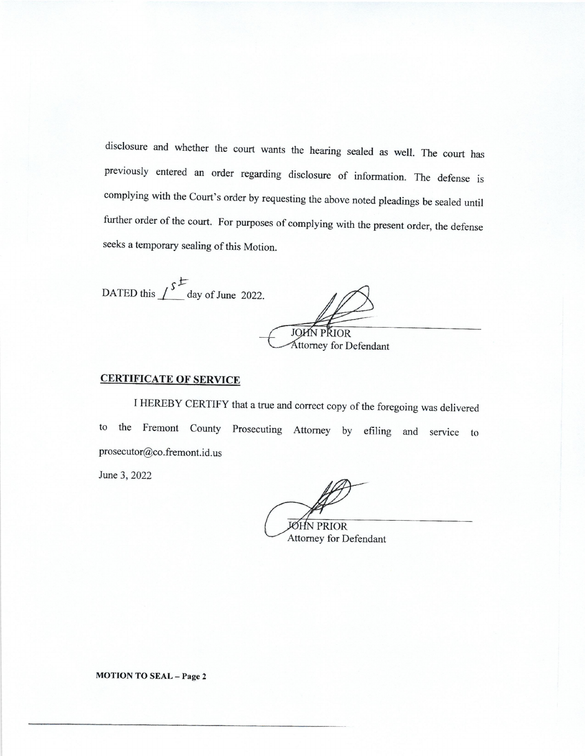disclosure and whether the court wants the hearing sealed as well. The court has previously entered an order regarding disclosure of information. The defense is complying with the Court's order by requesting the above noted pleadings be sealed until further order of the court. For purposes of complying with the present order, the defense seeks a temporary sealing of this Motion.

DATED this 1st day of June 2022.

JOHN PRIOR
Attorney for Defendant

**CERTIFICATE OF SERVICE**

I HEREBY CERTIFY that a true and correct copy of the foregoing was delivered to the Fremont County Prosecuting Attorney by efiling and service to prosecutor@co.fremont.id.us

June 3, 2022

JOHN PRIOR
Attorney for Defendant

**MOTION TO SEAL – Page 2**